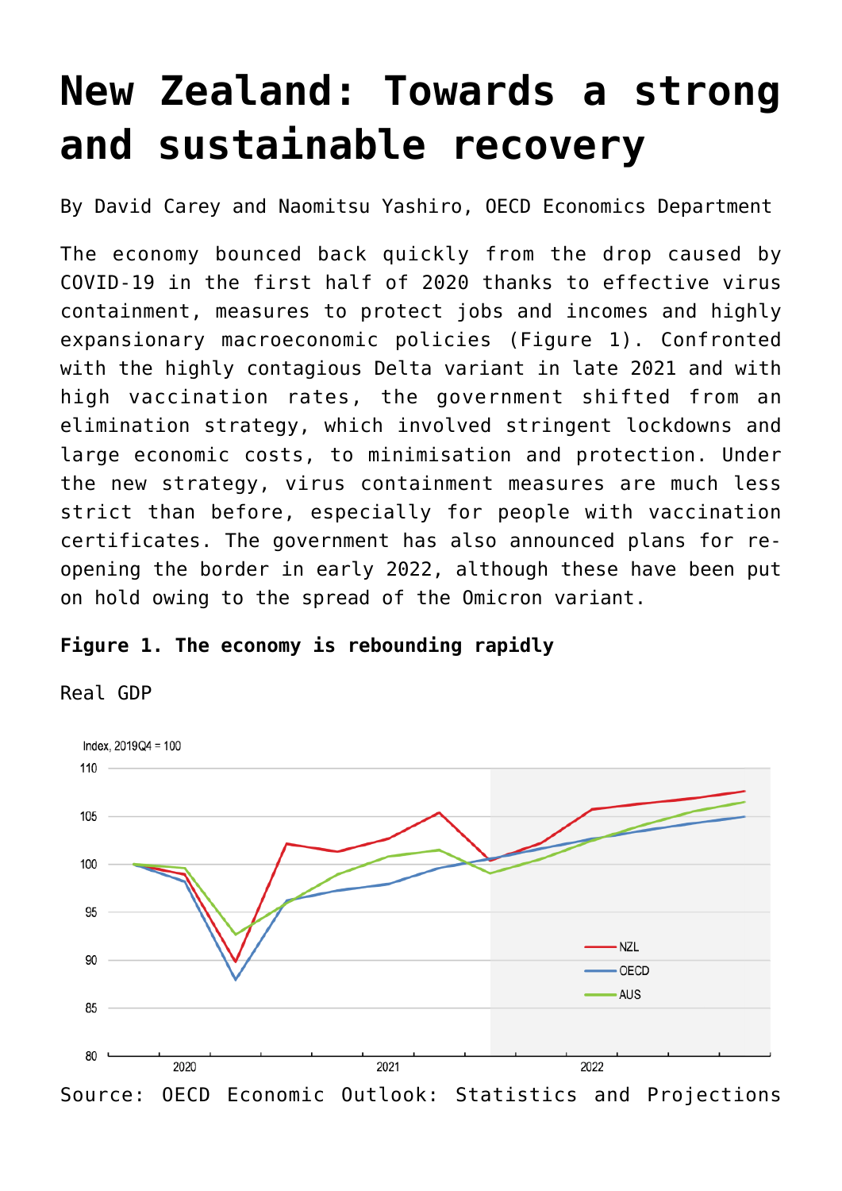# New Zealand: Towards a strong and sustainable recovery

By David Carey and Naomitsu Yashiro, OECD Economics Department

The economy bounced back quickly from the drop caused by COVID-19 in the first half of 2020 thanks to effective virus containment, measures to protect jobs and incomes and highly expansionary macroeconomic policies (Figure 1). Confronted with the highly contagious Delta variant in late 2021 and with high vaccination rates, the government shifted from an elimination strategy, which involved stringent lockdowns and large economic costs, to minimisation and protection. Under the new strategy, virus containment measures are much less strict than before, especially for people with vaccination certificates. The government has also announced plans for re-opening the border in early 2022, although these have been put on hold owing to the spread of the Omicron variant.

**Figure 1. The economy is rebounding rapidly**

Real GDP

Source: OECD Economic Outlook: Statistics and Projections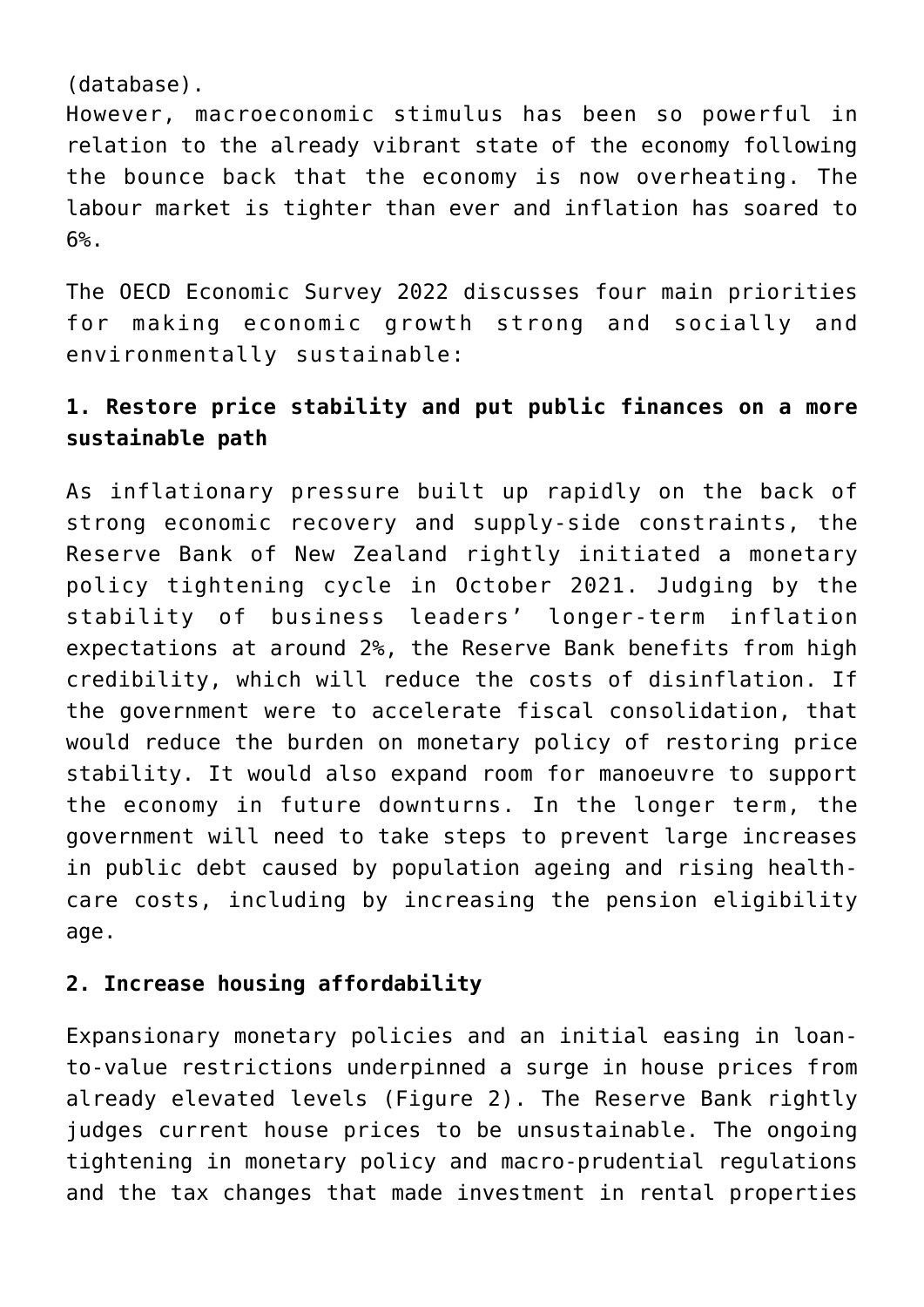(database).

However, macroeconomic stimulus has been so powerful in relation to the already vibrant state of the economy following the bounce back that the economy is now overheating. The labour market is tighter than ever and inflation has soared to 6%.

The OECD Economic Survey 2022 discusses four main priorities for making economic growth strong and socially and environmentally sustainable:

**1. Restore price stability and put public finances on a more sustainable path**

As inflationary pressure built up rapidly on the back of strong economic recovery and supply-side constraints, the Reserve Bank of New Zealand rightly initiated a monetary policy tightening cycle in October 2021. Judging by the stability of business leaders' longer-term inflation expectations at around 2%, the Reserve Bank benefits from high credibility, which will reduce the costs of disinflation. If the government were to accelerate fiscal consolidation, that would reduce the burden on monetary policy of restoring price stability. It would also expand room for manoeuvre to support the economy in future downturns. In the longer term, the government will need to take steps to prevent large increases in public debt caused by population ageing and rising health-care costs, including by increasing the pension eligibility age.

**2. Increase housing affordability**

Expansionary monetary policies and an initial easing in loan-to-value restrictions underpinned a surge in house prices from already elevated levels (Figure 2). The Reserve Bank rightly judges current house prices to be unsustainable. The ongoing tightening in monetary policy and macro-prudential regulations and the tax changes that made investment in rental properties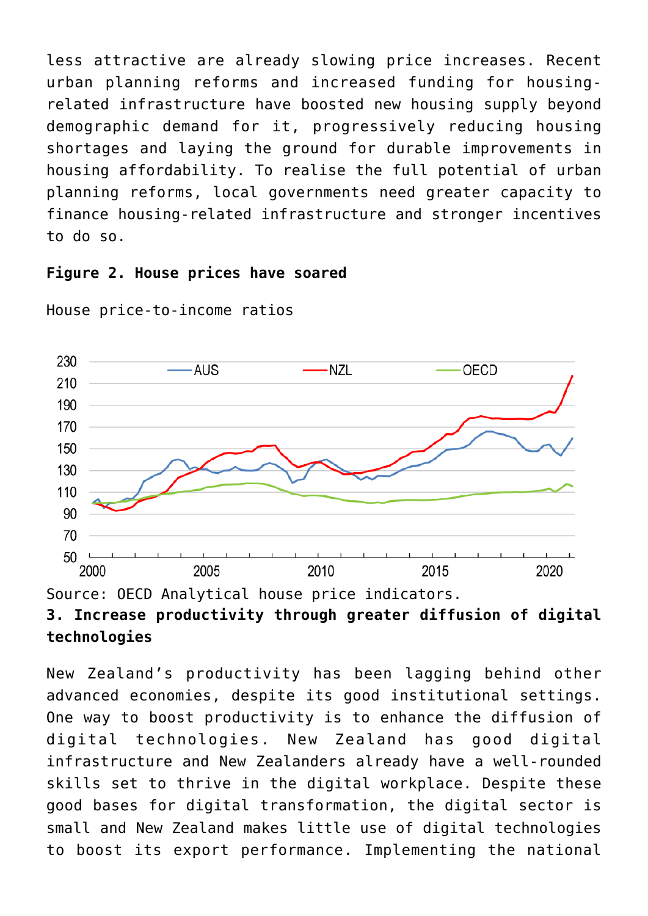less attractive are already slowing price increases. Recent urban planning reforms and increased funding for housing-related infrastructure have boosted new housing supply beyond demographic demand for it, progressively reducing housing shortages and laying the ground for durable improvements in housing affordability. To realise the full potential of urban planning reforms, local governments need greater capacity to finance housing-related infrastructure and stronger incentives to do so.

**Figure 2. House prices have soared**

House price-to-income ratios

Source: OECD Analytical house price indicators.

**3. Increase productivity through greater diffusion of digital technologies**

New Zealand's productivity has been lagging behind other advanced economies, despite its good institutional settings. One way to boost productivity is to enhance the diffusion of digital technologies. New Zealand has good digital infrastructure and New Zealanders already have a well-rounded skills set to thrive in the digital workplace. Despite these good bases for digital transformation, the digital sector is small and New Zealand makes little use of digital technologies to boost its export performance. Implementing the national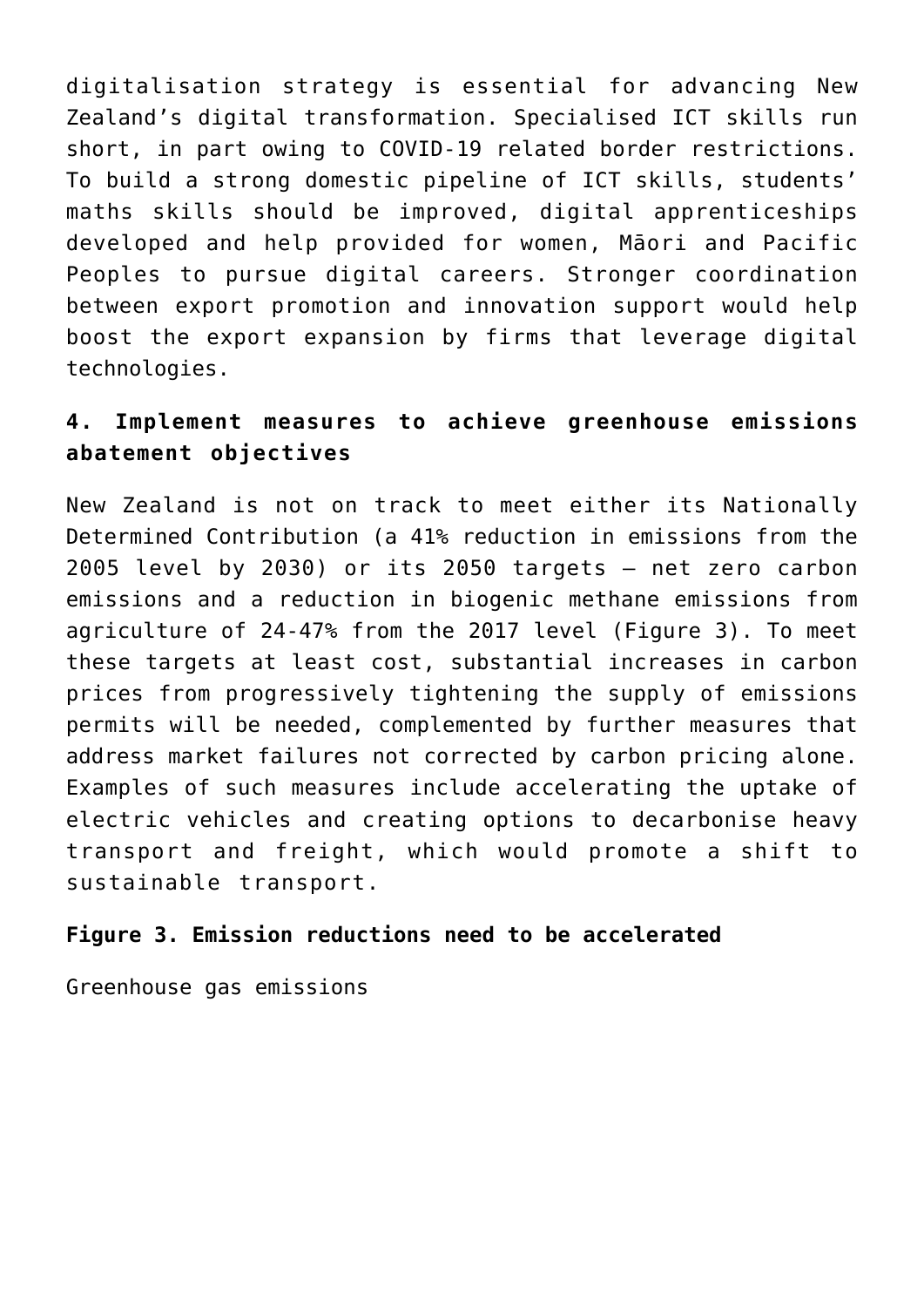digitalisation strategy is essential for advancing New Zealand's digital transformation. Specialised ICT skills run short, in part owing to COVID-19 related border restrictions. To build a strong domestic pipeline of ICT skills, students' maths skills should be improved, digital apprenticeships developed and help provided for women, Māori and Pacific Peoples to pursue digital careers. Stronger coordination between export promotion and innovation support would help boost the export expansion by firms that leverage digital technologies.

## 4. Implement measures to achieve greenhouse emissions abatement objectives

New Zealand is not on track to meet either its Nationally Determined Contribution (a 41% reduction in emissions from the 2005 level by 2030) or its 2050 targets – net zero carbon emissions and a reduction in biogenic methane emissions from agriculture of 24-47% from the 2017 level (Figure 3). To meet these targets at least cost, substantial increases in carbon prices from progressively tightening the supply of emissions permits will be needed, complemented by further measures that address market failures not corrected by carbon pricing alone. Examples of such measures include accelerating the uptake of electric vehicles and creating options to decarbonise heavy transport and freight, which would promote a shift to sustainable transport.

**Figure 3. Emission reductions need to be accelerated**

Greenhouse gas emissions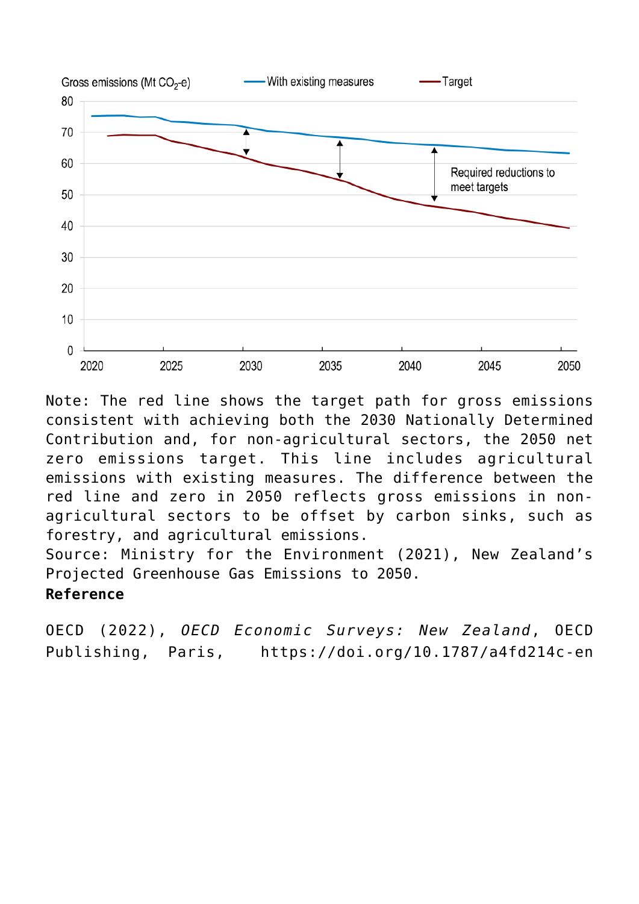Gross emissions (Mt $CO_2$-e)

With existing measures

Target

80

70

60

50

40

30

20

10

0

2020

2025

2030

2035

2040

2045

2050

Required reductions to meet targets

Note: The red line shows the target path for gross emissions consistent with achieving both the 2030 Nationally Determined Contribution and, for non-agricultural sectors, the 2050 net zero emissions target. This line includes agricultural emissions with existing measures. The difference between the red line and zero in 2050 reflects gross emissions in non-agricultural sectors to be offset by carbon sinks, such as forestry, and agricultural emissions.

Source: Ministry for the Environment (2021), New Zealand's Projected Greenhouse Gas Emissions to 2050.

**Reference**

OECD (2022), *OECD Economic Surveys: New Zealand*, OECD Publishing, Paris, https://doi.org/10.1787/a4fd214c-en